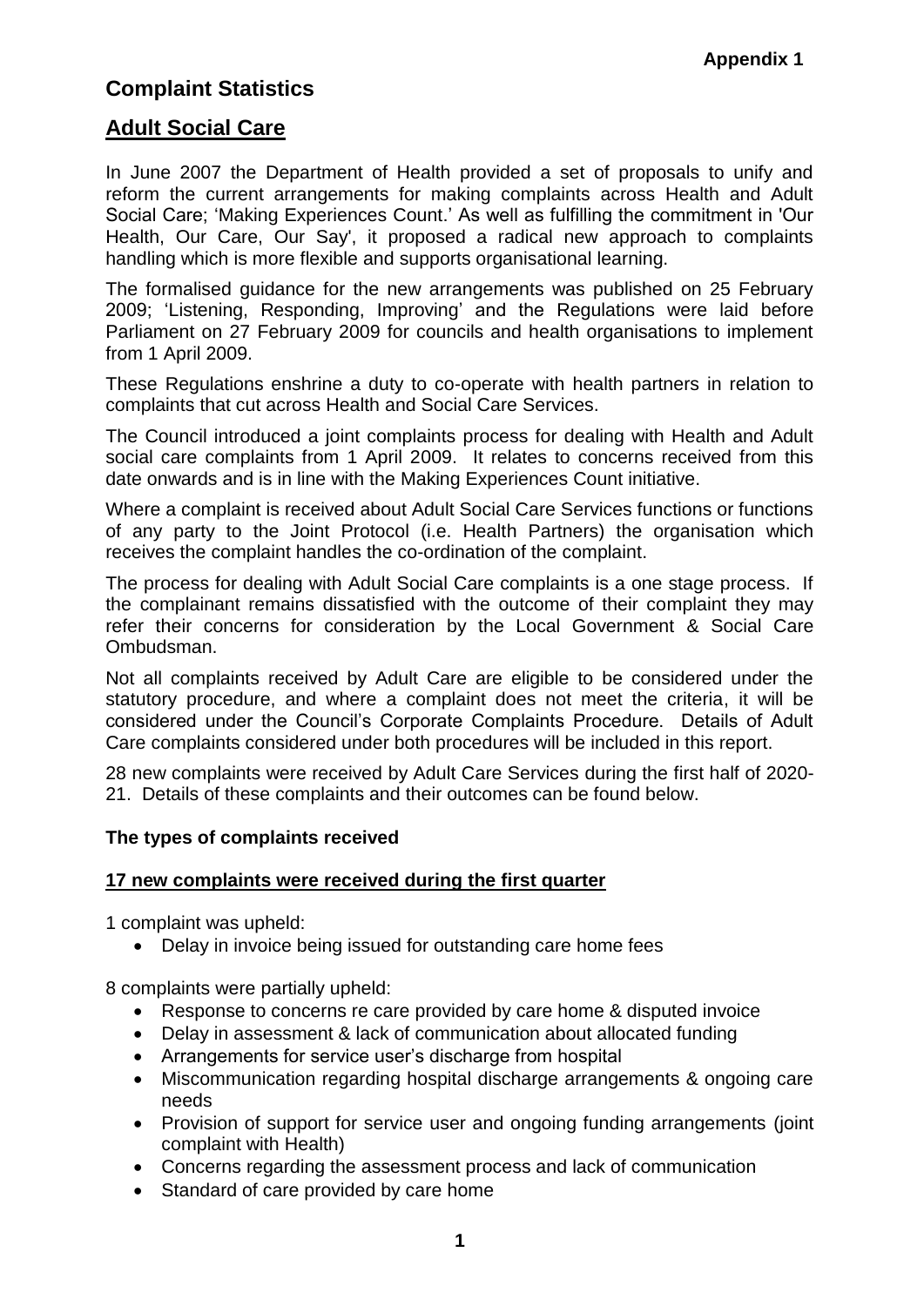**Appendix 1**

# Complaint Statistics

## Adult Social Care

In June 2007 the Department of Health provided a set of proposals to unify and reform the current arrangements for making complaints across Health and Adult Social Care; 'Making Experiences Count.' As well as fulfilling the commitment in 'Our Health, Our Care, Our Say', it proposed a radical new approach to complaints handling which is more flexible and supports organisational learning.

The formalised guidance for the new arrangements was published on 25 February 2009; 'Listening, Responding, Improving' and the Regulations were laid before Parliament on 27 February 2009 for councils and health organisations to implement from 1 April 2009.

These Regulations enshrine a duty to co-operate with health partners in relation to complaints that cut across Health and Social Care Services.

The Council introduced a joint complaints process for dealing with Health and Adult social care complaints from 1 April 2009. It relates to concerns received from this date onwards and is in line with the Making Experiences Count initiative.

Where a complaint is received about Adult Social Care Services functions or functions of any party to the Joint Protocol (i.e. Health Partners) the organisation which receives the complaint handles the co-ordination of the complaint.

The process for dealing with Adult Social Care complaints is a one stage process. If the complainant remains dissatisfied with the outcome of their complaint they may refer their concerns for consideration by the Local Government & Social Care Ombudsman.

Not all complaints received by Adult Care are eligible to be considered under the statutory procedure, and where a complaint does not meet the criteria, it will be considered under the Council's Corporate Complaints Procedure. Details of Adult Care complaints considered under both procedures will be included in this report.

28 new complaints were received by Adult Care Services during the first half of 2020-21. Details of these complaints and their outcomes can be found below.

### The types of complaints received

**17 new complaints were received during the first quarter**

1 complaint was upheld:

- Delay in invoice being issued for outstanding care home fees

8 complaints were partially upheld:

- Response to concerns re care provided by care home & disputed invoice
- Delay in assessment & lack of communication about allocated funding
- Arrangements for service user's discharge from hospital
- Miscommunication regarding hospital discharge arrangements & ongoing care needs
- Provision of support for service user and ongoing funding arrangements (joint complaint with Health)
- Concerns regarding the assessment process and lack of communication
- Standard of care provided by care home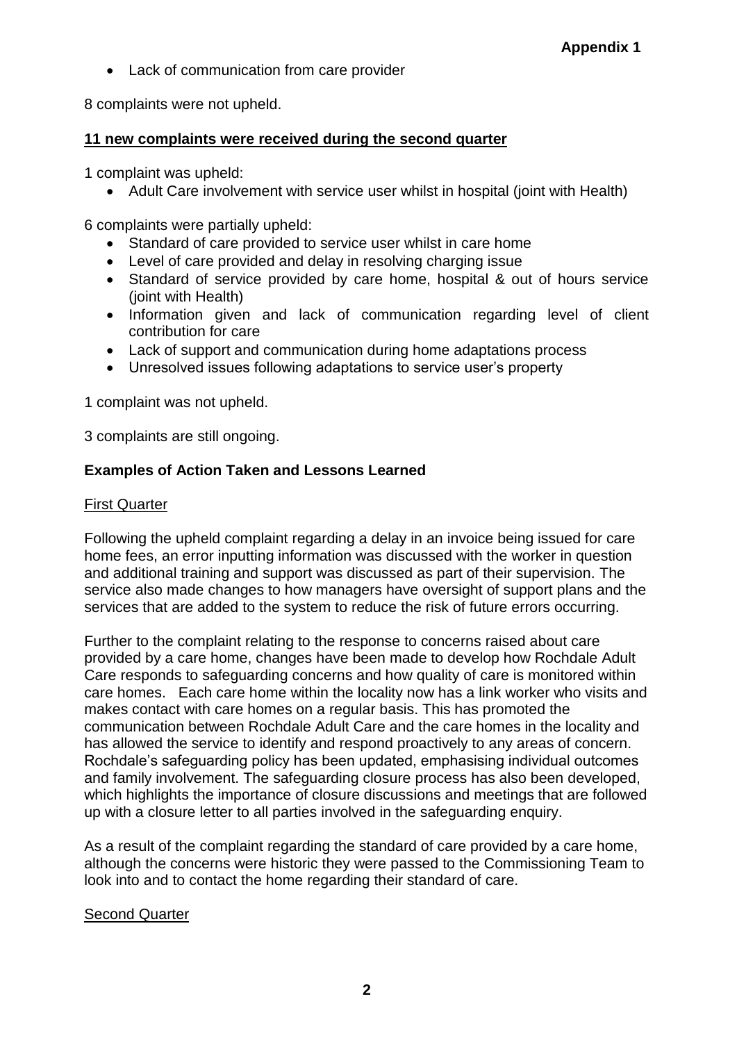- Lack of communication from care provider

8 complaints were not upheld.

**11 new complaints were received during the second quarter**

1 complaint was upheld:

- Adult Care involvement with service user whilst in hospital (joint with Health)

6 complaints were partially upheld:

- Standard of care provided to service user whilst in care home
- Level of care provided and delay in resolving charging issue
- Standard of service provided by care home, hospital & out of hours service (joint with Health)
- Information given and lack of communication regarding level of client contribution for care
- Lack of support and communication during home adaptations process
- Unresolved issues following adaptations to service user's property

1 complaint was not upheld.

3 complaints are still ongoing.

**Examples of Action Taken and Lessons Learned**

First Quarter

Following the upheld complaint regarding a delay in an invoice being issued for care home fees, an error inputting information was discussed with the worker in question and additional training and support was discussed as part of their supervision. The service also made changes to how managers have oversight of support plans and the services that are added to the system to reduce the risk of future errors occurring.

Further to the complaint relating to the response to concerns raised about care provided by a care home, changes have been made to develop how Rochdale Adult Care responds to safeguarding concerns and how quality of care is monitored within care homes. Each care home within the locality now has a link worker who visits and makes contact with care homes on a regular basis. This has promoted the communication between Rochdale Adult Care and the care homes in the locality and has allowed the service to identify and respond proactively to any areas of concern. Rochdale's safeguarding policy has been updated, emphasising individual outcomes and family involvement. The safeguarding closure process has also been developed, which highlights the importance of closure discussions and meetings that are followed up with a closure letter to all parties involved in the safeguarding enquiry.

As a result of the complaint regarding the standard of care provided by a care home, although the concerns were historic they were passed to the Commissioning Team to look into and to contact the home regarding their standard of care.

Second Quarter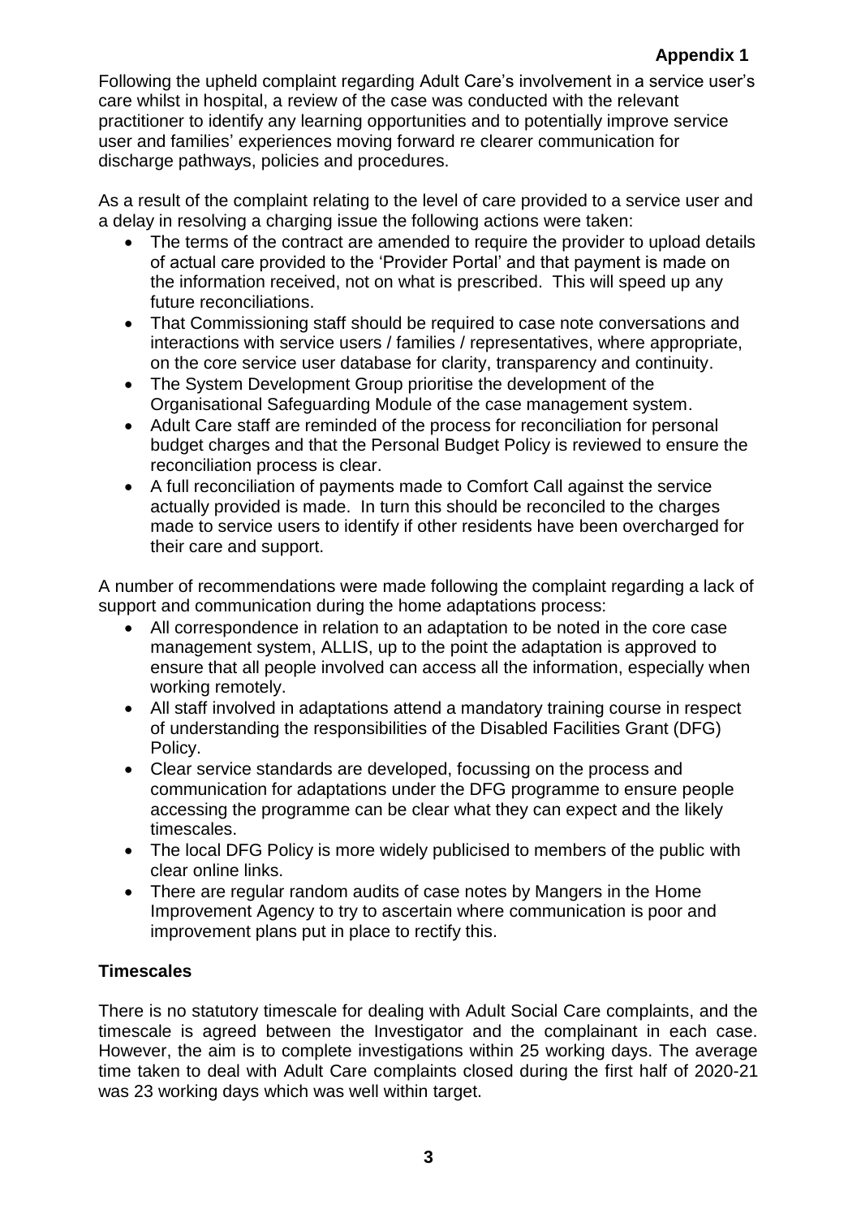**Appendix 1**

Following the upheld complaint regarding Adult Care's involvement in a service user's care whilst in hospital, a review of the case was conducted with the relevant practitioner to identify any learning opportunities and to potentially improve service user and families' experiences moving forward re clearer communication for discharge pathways, policies and procedures.

As a result of the complaint relating to the level of care provided to a service user and a delay in resolving a charging issue the following actions were taken:

- The terms of the contract are amended to require the provider to upload details of actual care provided to the 'Provider Portal' and that payment is made on the information received, not on what is prescribed. This will speed up any future reconciliations.
- That Commissioning staff should be required to case note conversations and interactions with service users / families / representatives, where appropriate, on the core service user database for clarity, transparency and continuity.
- The System Development Group prioritise the development of the Organisational Safeguarding Module of the case management system.
- Adult Care staff are reminded of the process for reconciliation for personal budget charges and that the Personal Budget Policy is reviewed to ensure the reconciliation process is clear.
- A full reconciliation of payments made to Comfort Call against the service actually provided is made. In turn this should be reconciled to the charges made to service users to identify if other residents have been overcharged for their care and support.

A number of recommendations were made following the complaint regarding a lack of support and communication during the home adaptations process:

- All correspondence in relation to an adaptation to be noted in the core case management system, ALLIS, up to the point the adaptation is approved to ensure that all people involved can access all the information, especially when working remotely.
- All staff involved in adaptations attend a mandatory training course in respect of understanding the responsibilities of the Disabled Facilities Grant (DFG) Policy.
- Clear service standards are developed, focussing on the process and communication for adaptations under the DFG programme to ensure people accessing the programme can be clear what they can expect and the likely timescales.
- The local DFG Policy is more widely publicised to members of the public with clear online links.
- There are regular random audits of case notes by Mangers in the Home Improvement Agency to try to ascertain where communication is poor and improvement plans put in place to rectify this.

**Timescales**

There is no statutory timescale for dealing with Adult Social Care complaints, and the timescale is agreed between the Investigator and the complainant in each case. However, the aim is to complete investigations within 25 working days. The average time taken to deal with Adult Care complaints closed during the first half of 2020-21 was 23 working days which was well within target.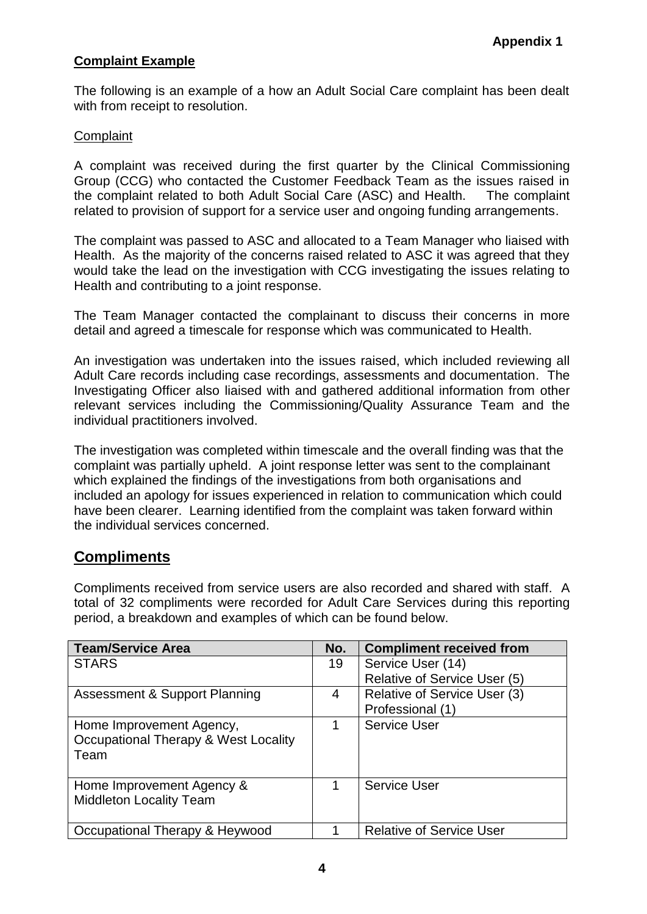**Appendix 1**

**Complaint Example**

The following is an example of a how an Adult Social Care complaint has been dealt with from receipt to resolution.

Complaint

A complaint was received during the first quarter by the Clinical Commissioning Group (CCG) who contacted the Customer Feedback Team as the issues raised in the complaint related to both Adult Social Care (ASC) and Health. The complaint related to provision of support for a service user and ongoing funding arrangements.

The complaint was passed to ASC and allocated to a Team Manager who liaised with Health. As the majority of the concerns raised related to ASC it was agreed that they would take the lead on the investigation with CCG investigating the issues relating to Health and contributing to a joint response.

The Team Manager contacted the complainant to discuss their concerns in more detail and agreed a timescale for response which was communicated to Health.

An investigation was undertaken into the issues raised, which included reviewing all Adult Care records including case recordings, assessments and documentation. The Investigating Officer also liaised with and gathered additional information from other relevant services including the Commissioning/Quality Assurance Team and the individual practitioners involved.

The investigation was completed within timescale and the overall finding was that the complaint was partially upheld. A joint response letter was sent to the complainant which explained the findings of the investigations from both organisations and included an apology for issues experienced in relation to communication which could have been clearer. Learning identified from the complaint was taken forward within the individual services concerned.

## Compliments

Compliments received from service users are also recorded and shared with staff. A total of 32 compliments were recorded for Adult Care Services during this reporting period, a breakdown and examples of which can be found below.

| Team/Service Area | No. | Compliment received from |
|---|---|---|
| STARS | 19 | Service User (14)<br>Relative of Service User (5) |
| Assessment & Support Planning | 4 | Relative of Service User (3)<br>Professional (1) |
| Home Improvement Agency, Occupational Therapy & West Locality Team | 1 | Service User |
| Home Improvement Agency & Middleton Locality Team | 1 | Service User |
| Occupational Therapy & Heywood | 1 | Relative of Service User |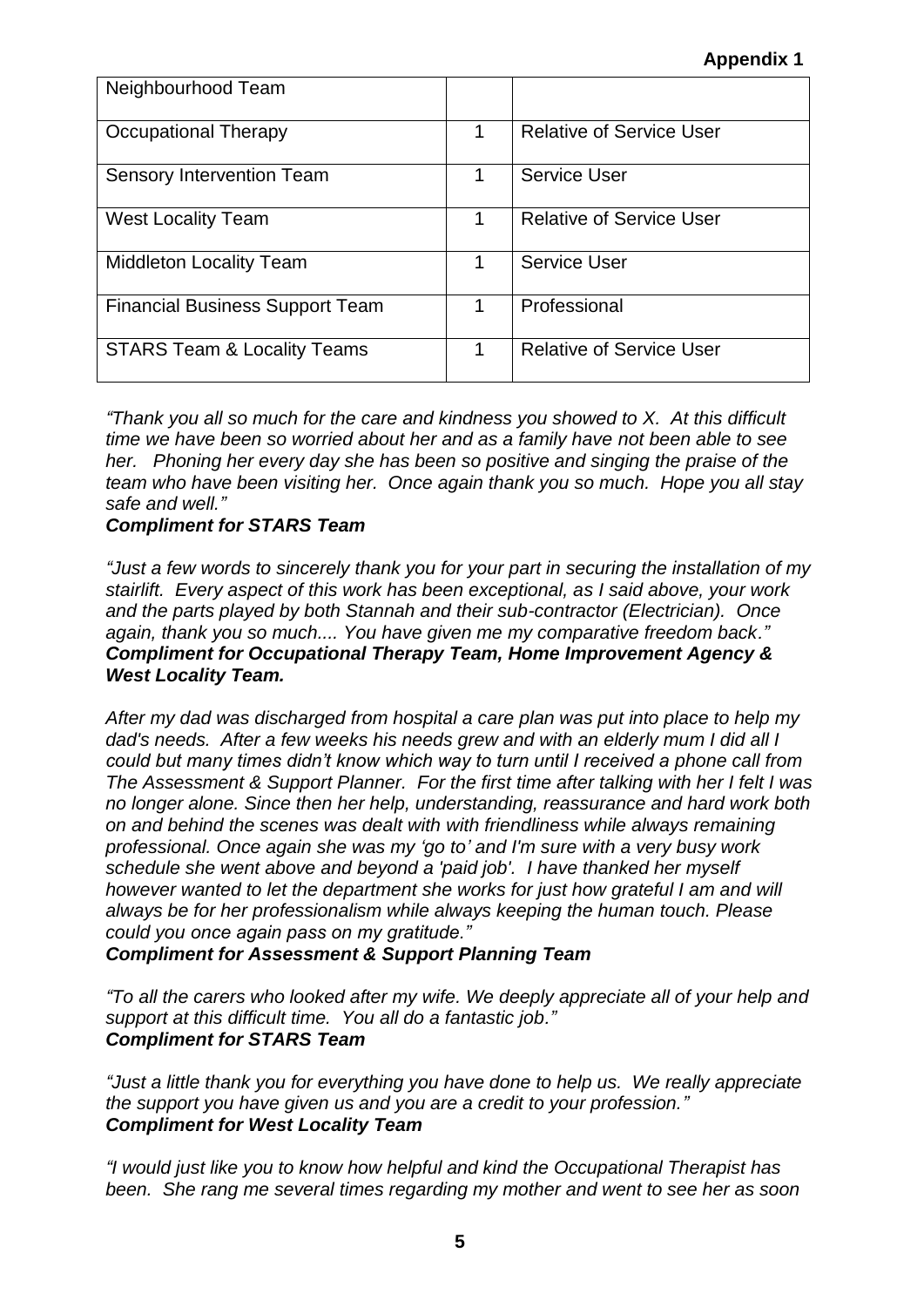**Appendix 1**

| Neighbourhood Team | | |
|---|---|---|
| Occupational Therapy | 1 | Relative of Service User |
| Sensory Intervention Team | 1 | Service User |
| West Locality Team | 1 | Relative of Service User |
| Middleton Locality Team | 1 | Service User |
| Financial Business Support Team | 1 | Professional |
| STARS Team & Locality Teams | 1 | Relative of Service User |

*"Thank you all so much for the care and kindness you showed to X. At this difficult time we have been so worried about her and as a family have not been able to see her. Phoning her every day she has been so positive and singing the praise of the team who have been visiting her. Once again thank you so much. Hope you all stay safe and well."*
***Compliment for STARS Team***

*"Just a few words to sincerely thank you for your part in securing the installation of my stairlift. Every aspect of this work has been exceptional, as I said above, your work and the parts played by both Stannah and their sub-contractor (Electrician). Once again, thank you so much.... You have given me my comparative freedom back."*
***Compliment for Occupational Therapy Team, Home Improvement Agency & West Locality Team.***

*After my dad was discharged from hospital a care plan was put into place to help my dad's needs. After a few weeks his needs grew and with an elderly mum I did all I could but many times didn't know which way to turn until I received a phone call from The Assessment & Support Planner. For the first time after talking with her I felt I was no longer alone. Since then her help, understanding, reassurance and hard work both on and behind the scenes was dealt with with friendliness while always remaining professional. Once again she was my 'go to' and I'm sure with a very busy work schedule she went above and beyond a 'paid job'. I have thanked her myself however wanted to let the department she works for just how grateful I am and will always be for her professionalism while always keeping the human touch. Please could you once again pass on my gratitude."*
***Compliment for Assessment & Support Planning Team***

*"To all the carers who looked after my wife. We deeply appreciate all of your help and support at this difficult time. You all do a fantastic job."*
***Compliment for STARS Team***

*"Just a little thank you for everything you have done to help us. We really appreciate the support you have given us and you are a credit to your profession."*
***Compliment for West Locality Team***

*"I would just like you to know how helpful and kind the Occupational Therapist has been. She rang me several times regarding my mother and went to see her as soon*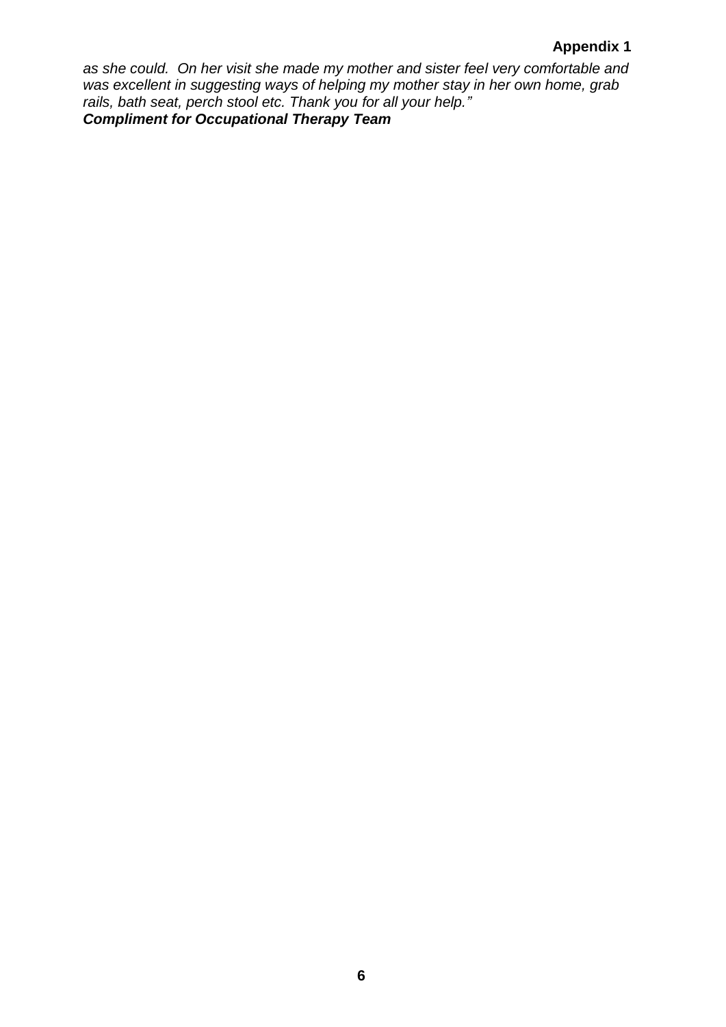*as she could. On her visit she made my mother and sister feel very comfortable and was excellent in suggesting ways of helping my mother stay in her own home, grab rails, bath seat, perch stool etc. Thank you for all your help."*

***Compliment for Occupational Therapy Team***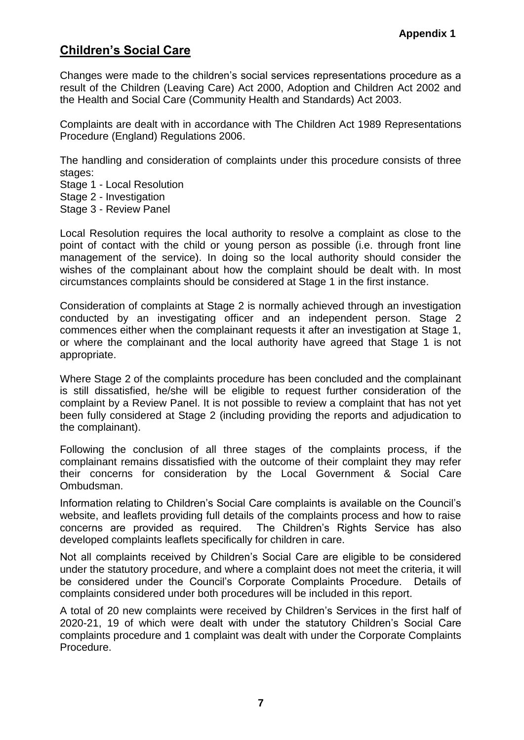**Appendix 1**

## Children's Social Care

Changes were made to the children's social services representations procedure as a result of the Children (Leaving Care) Act 2000, Adoption and Children Act 2002 and the Health and Social Care (Community Health and Standards) Act 2003.

Complaints are dealt with in accordance with The Children Act 1989 Representations Procedure (England) Regulations 2006.

The handling and consideration of complaints under this procedure consists of three stages:

Stage 1 - Local Resolution
Stage 2 - Investigation
Stage 3 - Review Panel

Local Resolution requires the local authority to resolve a complaint as close to the point of contact with the child or young person as possible (i.e. through front line management of the service). In doing so the local authority should consider the wishes of the complainant about how the complaint should be dealt with. In most circumstances complaints should be considered at Stage 1 in the first instance.

Consideration of complaints at Stage 2 is normally achieved through an investigation conducted by an investigating officer and an independent person. Stage 2 commences either when the complainant requests it after an investigation at Stage 1, or where the complainant and the local authority have agreed that Stage 1 is not appropriate.

Where Stage 2 of the complaints procedure has been concluded and the complainant is still dissatisfied, he/she will be eligible to request further consideration of the complaint by a Review Panel. It is not possible to review a complaint that has not yet been fully considered at Stage 2 (including providing the reports and adjudication to the complainant).

Following the conclusion of all three stages of the complaints process, if the complainant remains dissatisfied with the outcome of their complaint they may refer their concerns for consideration by the Local Government & Social Care Ombudsman.

Information relating to Children's Social Care complaints is available on the Council's website, and leaflets providing full details of the complaints process and how to raise concerns are provided as required. The Children's Rights Service has also developed complaints leaflets specifically for children in care.

Not all complaints received by Children's Social Care are eligible to be considered under the statutory procedure, and where a complaint does not meet the criteria, it will be considered under the Council's Corporate Complaints Procedure. Details of complaints considered under both procedures will be included in this report.

A total of 20 new complaints were received by Children's Services in the first half of 2020-21, 19 of which were dealt with under the statutory Children's Social Care complaints procedure and 1 complaint was dealt with under the Corporate Complaints Procedure.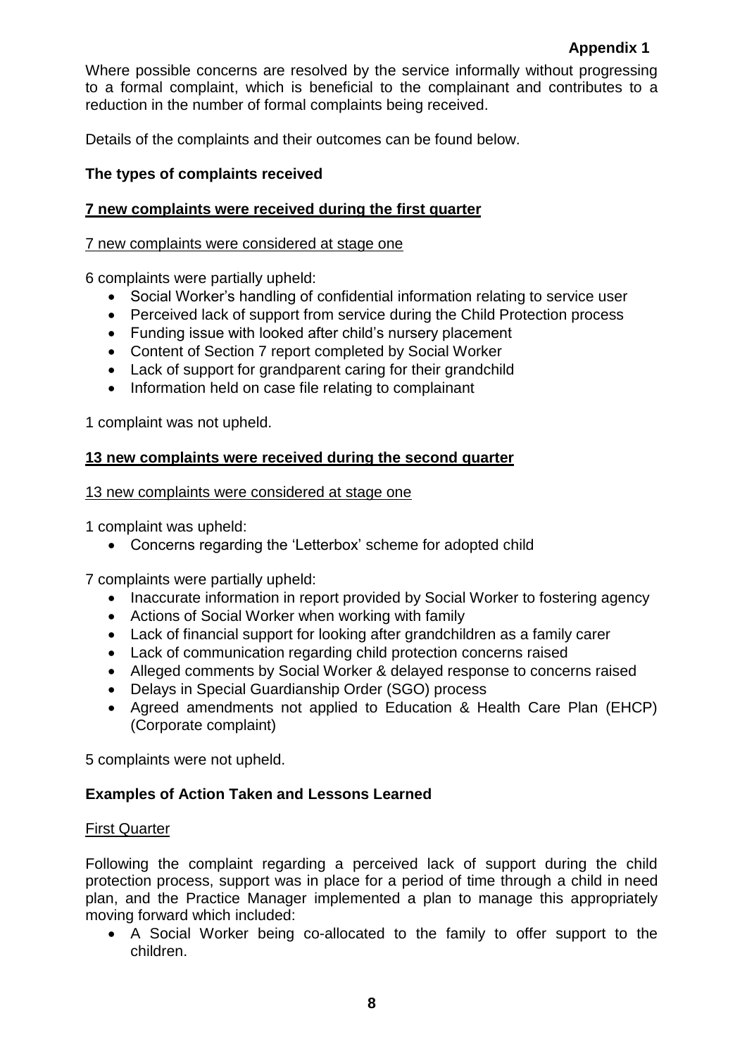Where possible concerns are resolved by the service informally without progressing to a formal complaint, which is beneficial to the complainant and contributes to a reduction in the number of formal complaints being received.

Details of the complaints and their outcomes can be found below.

**The types of complaints received**

**7 new complaints were received during the first quarter**

7 new complaints were considered at stage one

6 complaints were partially upheld:

- Social Worker's handling of confidential information relating to service user
- Perceived lack of support from service during the Child Protection process
- Funding issue with looked after child's nursery placement
- Content of Section 7 report completed by Social Worker
- Lack of support for grandparent caring for their grandchild
- Information held on case file relating to complainant

1 complaint was not upheld.

**13 new complaints were received during the second quarter**

13 new complaints were considered at stage one

1 complaint was upheld:

- Concerns regarding the 'Letterbox' scheme for adopted child

7 complaints were partially upheld:

- Inaccurate information in report provided by Social Worker to fostering agency
- Actions of Social Worker when working with family
- Lack of financial support for looking after grandchildren as a family carer
- Lack of communication regarding child protection concerns raised
- Alleged comments by Social Worker & delayed response to concerns raised
- Delays in Special Guardianship Order (SGO) process
- Agreed amendments not applied to Education & Health Care Plan (EHCP) (Corporate complaint)

5 complaints were not upheld.

**Examples of Action Taken and Lessons Learned**

First Quarter

Following the complaint regarding a perceived lack of support during the child protection process, support was in place for a period of time through a child in need plan, and the Practice Manager implemented a plan to manage this appropriately moving forward which included:

- A Social Worker being co-allocated to the family to offer support to the children.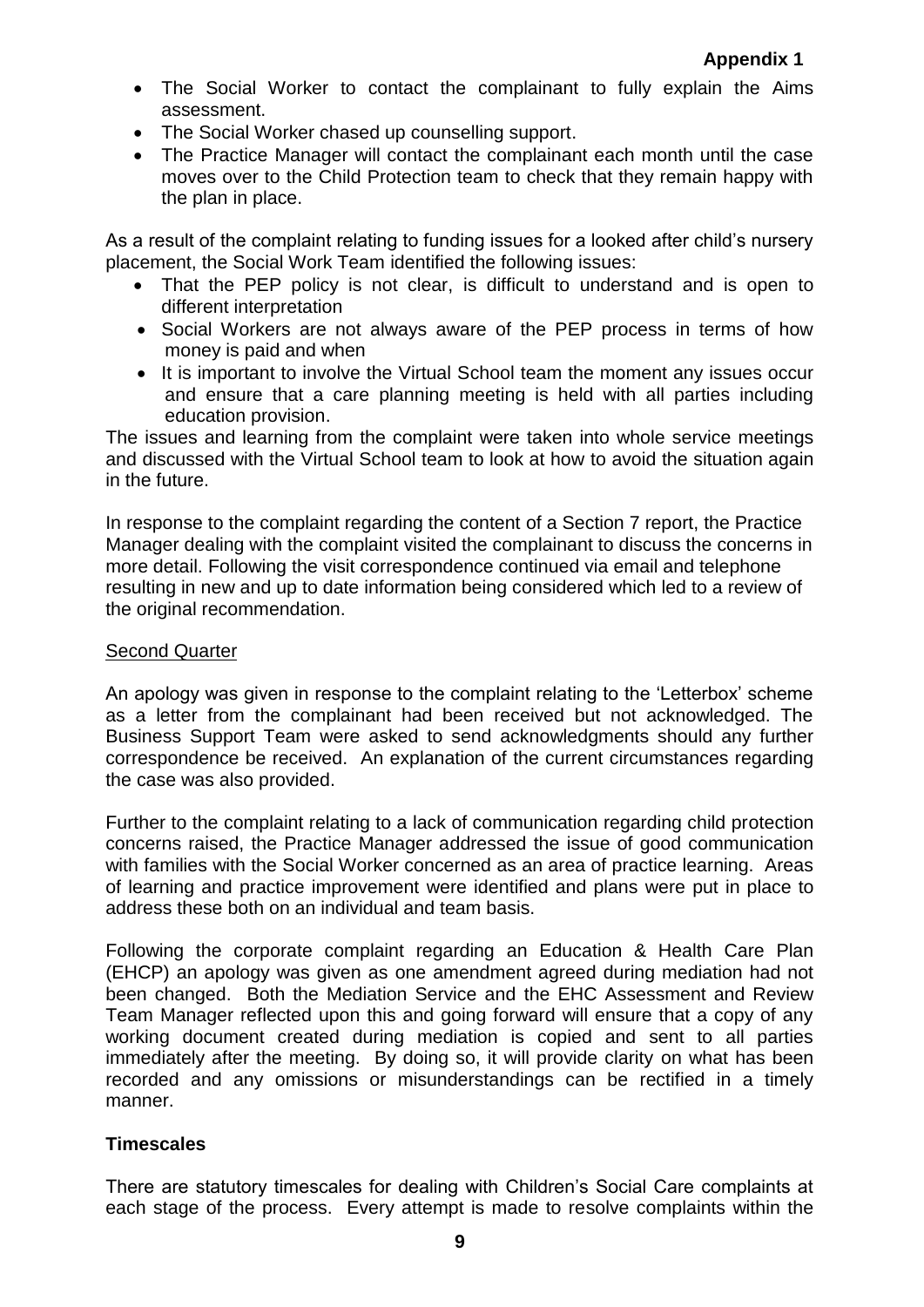- The Social Worker to contact the complainant to fully explain the Aims assessment.
- The Social Worker chased up counselling support.
- The Practice Manager will contact the complainant each month until the case moves over to the Child Protection team to check that they remain happy with the plan in place.

As a result of the complaint relating to funding issues for a looked after child's nursery placement, the Social Work Team identified the following issues:

- That the PEP policy is not clear, is difficult to understand and is open to different interpretation
- Social Workers are not always aware of the PEP process in terms of how money is paid and when
- It is important to involve the Virtual School team the moment any issues occur and ensure that a care planning meeting is held with all parties including education provision.

The issues and learning from the complaint were taken into whole service meetings and discussed with the Virtual School team to look at how to avoid the situation again in the future.

In response to the complaint regarding the content of a Section 7 report, the Practice Manager dealing with the complaint visited the complainant to discuss the concerns in more detail. Following the visit correspondence continued via email and telephone resulting in new and up to date information being considered which led to a review of the original recommendation.

Second Quarter

An apology was given in response to the complaint relating to the 'Letterbox' scheme as a letter from the complainant had been received but not acknowledged. The Business Support Team were asked to send acknowledgments should any further correspondence be received. An explanation of the current circumstances regarding the case was also provided.

Further to the complaint relating to a lack of communication regarding child protection concerns raised, the Practice Manager addressed the issue of good communication with families with the Social Worker concerned as an area of practice learning. Areas of learning and practice improvement were identified and plans were put in place to address these both on an individual and team basis.

Following the corporate complaint regarding an Education & Health Care Plan (EHCP) an apology was given as one amendment agreed during mediation had not been changed. Both the Mediation Service and the EHC Assessment and Review Team Manager reflected upon this and going forward will ensure that a copy of any working document created during mediation is copied and sent to all parties immediately after the meeting. By doing so, it will provide clarity on what has been recorded and any omissions or misunderstandings can be rectified in a timely manner.

**Timescales**

There are statutory timescales for dealing with Children's Social Care complaints at each stage of the process. Every attempt is made to resolve complaints within the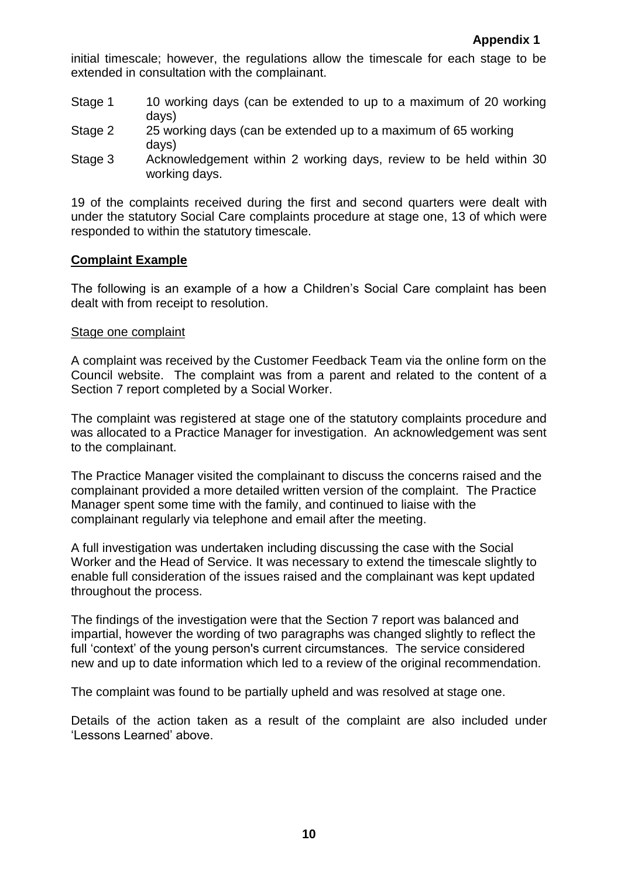initial timescale; however, the regulations allow the timescale for each stage to be extended in consultation with the complainant.

| | |
|---|---|
| Stage 1 | 10 working days (can be extended to up to a maximum of 20 working days) |
| Stage 2 | 25 working days (can be extended up to a maximum of 65 working days) |
| Stage 3 | Acknowledgement within 2 working days, review to be held within 30 working days. |

19 of the complaints received during the first and second quarters were dealt with under the statutory Social Care complaints procedure at stage one, 13 of which were responded to within the statutory timescale.

## Complaint Example

The following is an example of a how a Children's Social Care complaint has been dealt with from receipt to resolution.

### Stage one complaint

A complaint was received by the Customer Feedback Team via the online form on the Council website. The complaint was from a parent and related to the content of a Section 7 report completed by a Social Worker.

The complaint was registered at stage one of the statutory complaints procedure and was allocated to a Practice Manager for investigation. An acknowledgement was sent to the complainant.

The Practice Manager visited the complainant to discuss the concerns raised and the complainant provided a more detailed written version of the complaint. The Practice Manager spent some time with the family, and continued to liaise with the complainant regularly via telephone and email after the meeting.

A full investigation was undertaken including discussing the case with the Social Worker and the Head of Service. It was necessary to extend the timescale slightly to enable full consideration of the issues raised and the complainant was kept updated throughout the process.

The findings of the investigation were that the Section 7 report was balanced and impartial, however the wording of two paragraphs was changed slightly to reflect the full 'context' of the young person's current circumstances. The service considered new and up to date information which led to a review of the original recommendation.

The complaint was found to be partially upheld and was resolved at stage one.

Details of the action taken as a result of the complaint are also included under 'Lessons Learned' above.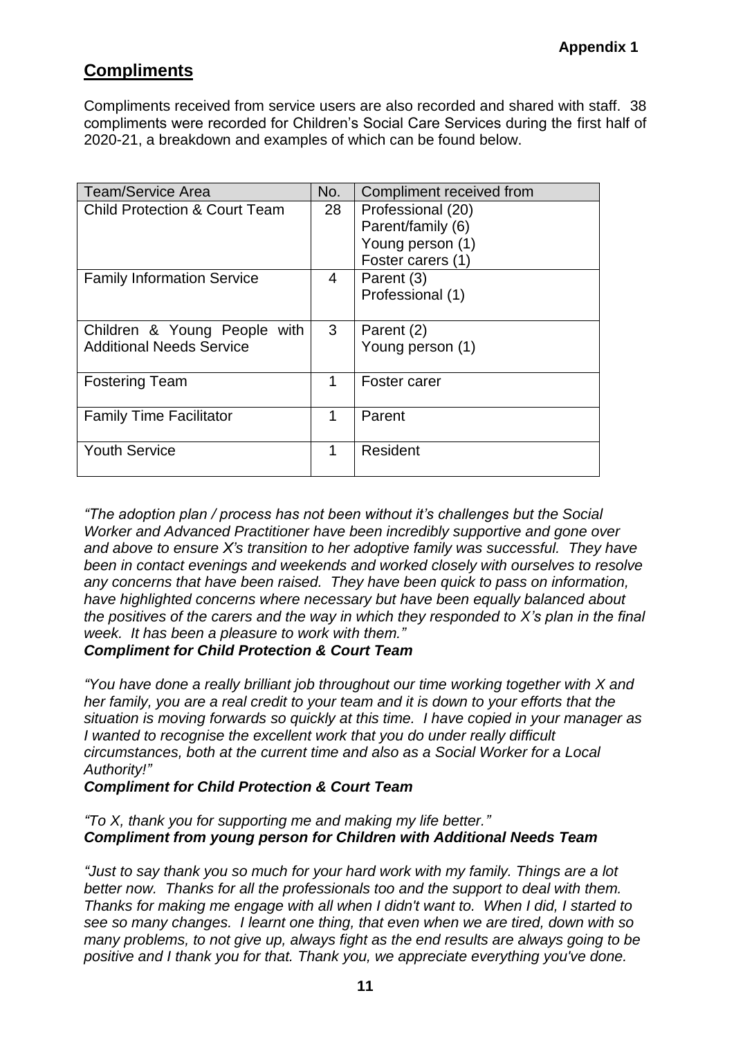**Appendix 1**

## Compliments

Compliments received from service users are also recorded and shared with staff. 38 compliments were recorded for Children's Social Care Services during the first half of 2020-21, a breakdown and examples of which can be found below.

| Team/Service Area | No. | Compliment received from |
|---|---|---|
| Child Protection & Court Team | 28 | Professional (20)<br>Parent/family (6)<br>Young person (1)<br>Foster carers (1) |
| Family Information Service | 4 | Parent (3)<br>Professional (1) |
| Children & Young People with Additional Needs Service | 3 | Parent (2)<br>Young person (1) |
| Fostering Team | 1 | Foster carer |
| Family Time Facilitator | 1 | Parent |
| Youth Service | 1 | Resident |

*"The adoption plan / process has not been without it's challenges but the Social Worker and Advanced Practitioner have been incredibly supportive and gone over and above to ensure X's transition to her adoptive family was successful. They have been in contact evenings and weekends and worked closely with ourselves to resolve any concerns that have been raised. They have been quick to pass on information, have highlighted concerns where necessary but have been equally balanced about the positives of the carers and the way in which they responded to X's plan in the final week. It has been a pleasure to work with them."*
***Compliment for Child Protection & Court Team***

*"You have done a really brilliant job throughout our time working together with X and her family, you are a real credit to your team and it is down to your efforts that the situation is moving forwards so quickly at this time. I have copied in your manager as I wanted to recognise the excellent work that you do under really difficult circumstances, both at the current time and also as a Social Worker for a Local Authority!"*
***Compliment for Child Protection & Court Team***

*"To X, thank you for supporting me and making my life better."*
***Compliment from young person for Children with Additional Needs Team***

*"Just to say thank you so much for your hard work with my family. Things are a lot better now. Thanks for all the professionals too and the support to deal with them. Thanks for making me engage with all when I didn't want to. When I did, I started to see so many changes. I learnt one thing, that even when we are tired, down with so many problems, to not give up, always fight as the end results are always going to be positive and I thank you for that. Thank you, we appreciate everything you've done.*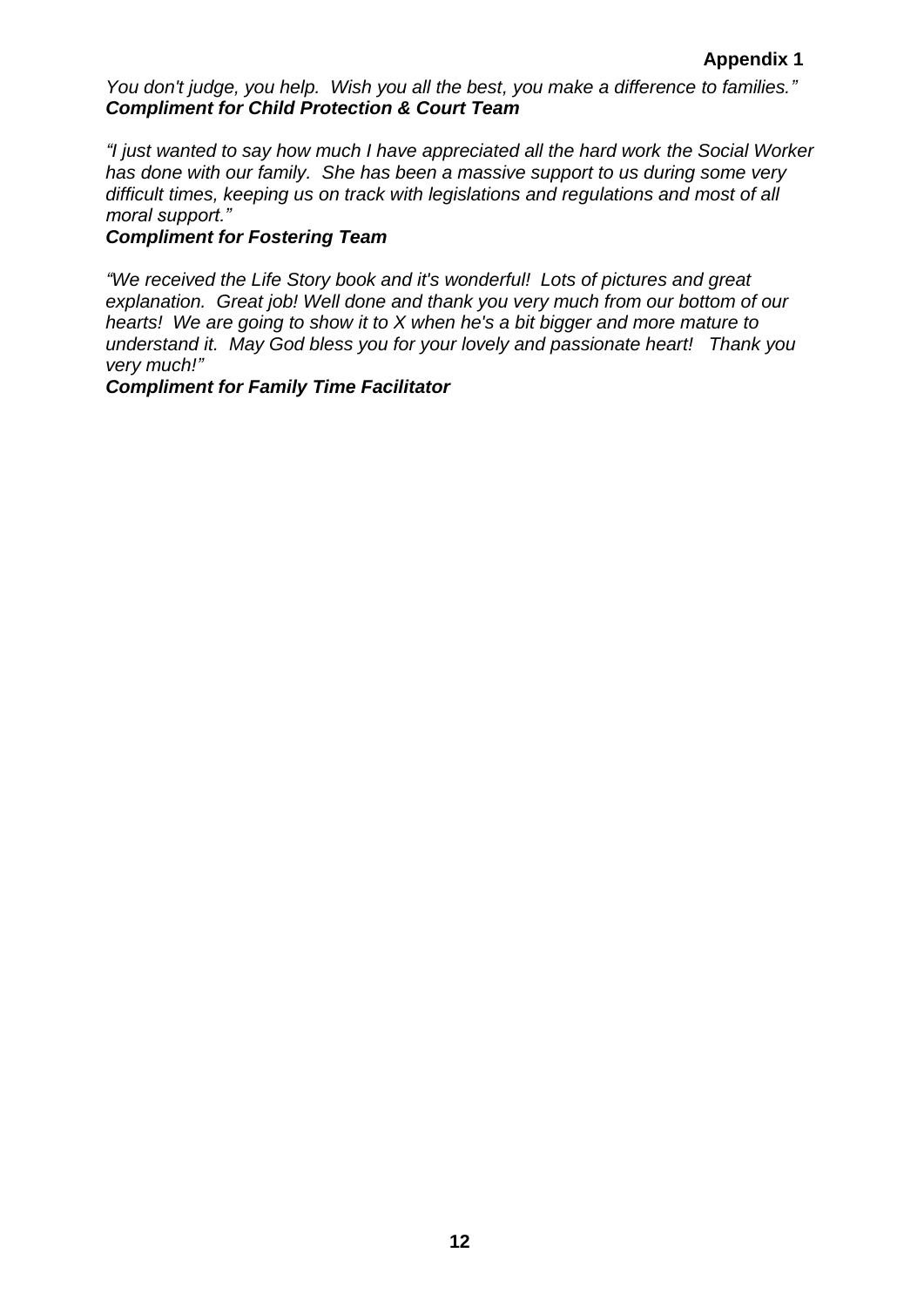**Appendix 1**

*You don't judge, you help. Wish you all the best, you make a difference to families."*
***Compliment for Child Protection & Court Team***

*"I just wanted to say how much I have appreciated all the hard work the Social Worker has done with our family. She has been a massive support to us during some very difficult times, keeping us on track with legislations and regulations and most of all moral support."*
***Compliment for Fostering Team***

*"We received the Life Story book and it's wonderful! Lots of pictures and great explanation. Great job! Well done and thank you very much from our bottom of our hearts! We are going to show it to X when he's a bit bigger and more mature to understand it. May God bless you for your lovely and passionate heart! Thank you very much!"*
***Compliment for Family Time Facilitator***